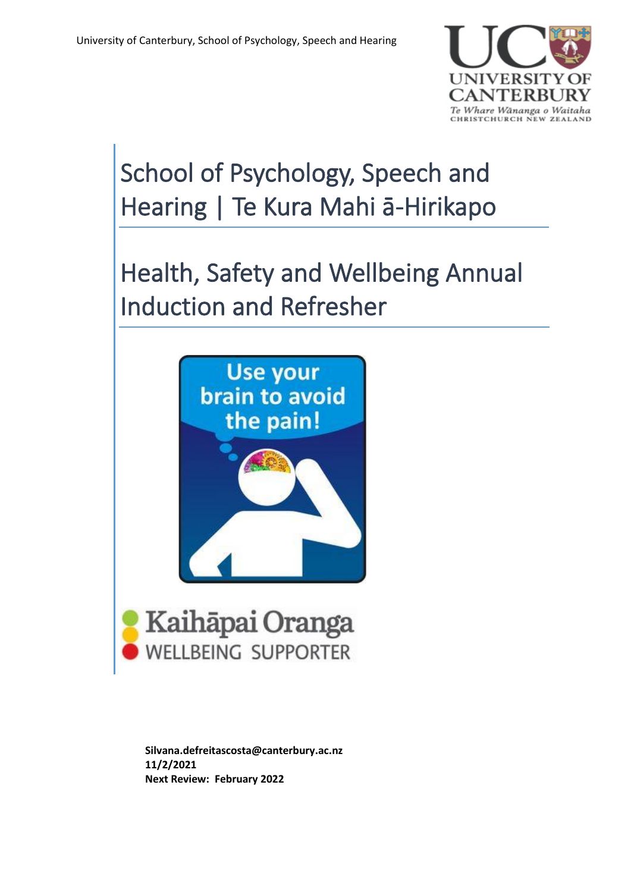University of Canterbury, School of Psychology, Speech and Hearing

# School of Psychology, Speech and Hearing | Te Kura Mahi ā-Hirikapo

# Health, Safety and Wellbeing Annual Induction and Refresher

Use your brain to avoid the pain!

Kaihāpai Oranga
WELLBEING SUPPORTER

**Silvana.defreitascosta@canterbury.ac.nz**
**11/2/2021**
**Next Review: February 2022**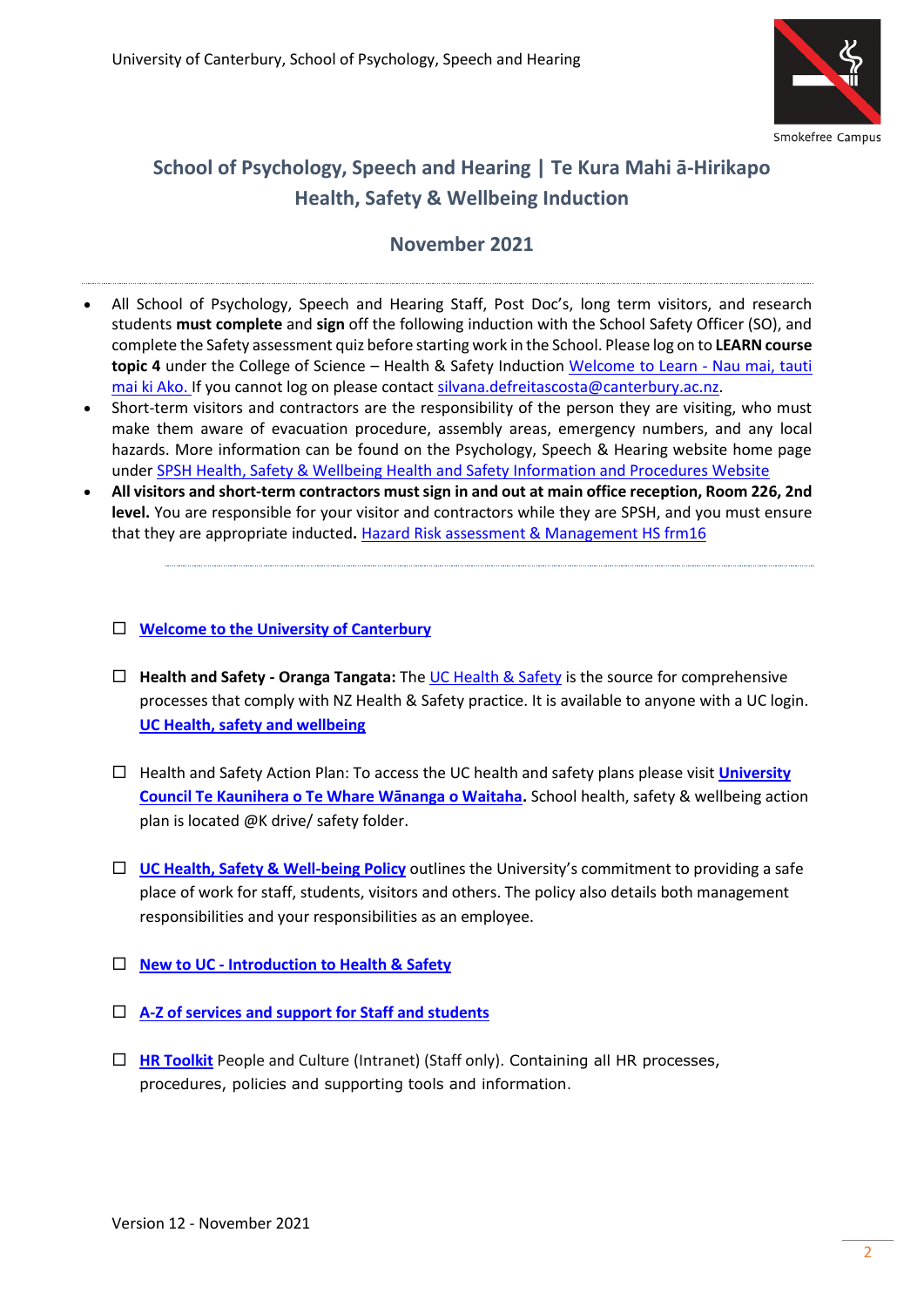## School of Psychology, Speech and Hearing | Te Kura Mahi ā-Hirikapo Health, Safety & Wellbeing Induction

## November 2021

- All School of Psychology, Speech and Hearing Staff, Post Doc's, long term visitors, and research students **must complete** and **sign** off the following induction with the School Safety Officer (SO), and complete the Safety assessment quiz before starting work in the School. Please log on to **LEARN course topic 4** under the College of Science – Health & Safety Induction Welcome to Learn - Nau mai, tauti mai ki Ako. If you cannot log on please contact silvana.defreitascosta@canterbury.ac.nz.
- Short-term visitors and contractors are the responsibility of the person they are visiting, who must make them aware of evacuation procedure, assembly areas, emergency numbers, and any local hazards. More information can be found on the Psychology, Speech & Hearing website home page under SPSH Health, Safety & Wellbeing Health and Safety Information and Procedures Website
- **All visitors and short-term contractors must sign in and out at main office reception, Room 226, 2nd level.** You are responsible for your visitor and contractors while they are SPSH, and you must ensure that they are appropriate inducted**.** Hazard Risk assessment & Management HS frm16

- ☐ **Welcome to the University of Canterbury**
- ☐ **Health and Safety - Oranga Tangata:** The UC Health & Safety is the source for comprehensive processes that comply with NZ Health & Safety practice. It is available to anyone with a UC login. **UC Health, safety and wellbeing**
- ☐ Health and Safety Action Plan: To access the UC health and safety plans please visit **University Council Te Kaunihera o Te Whare Wānanga o Waitaha.** School health, safety & wellbeing action plan is located @K drive/ safety folder.
- ☐ **UC Health, Safety & Well-being Policy** outlines the University's commitment to providing a safe place of work for staff, students, visitors and others. The policy also details both management responsibilities and your responsibilities as an employee.
- ☐ **New to UC - Introduction to Health & Safety**
- ☐ **A-Z of services and support for Staff and students**
- ☐ **HR Toolkit** People and Culture (Intranet) (Staff only). Containing all HR processes, procedures, policies and supporting tools and information.

Version 12 - November 2021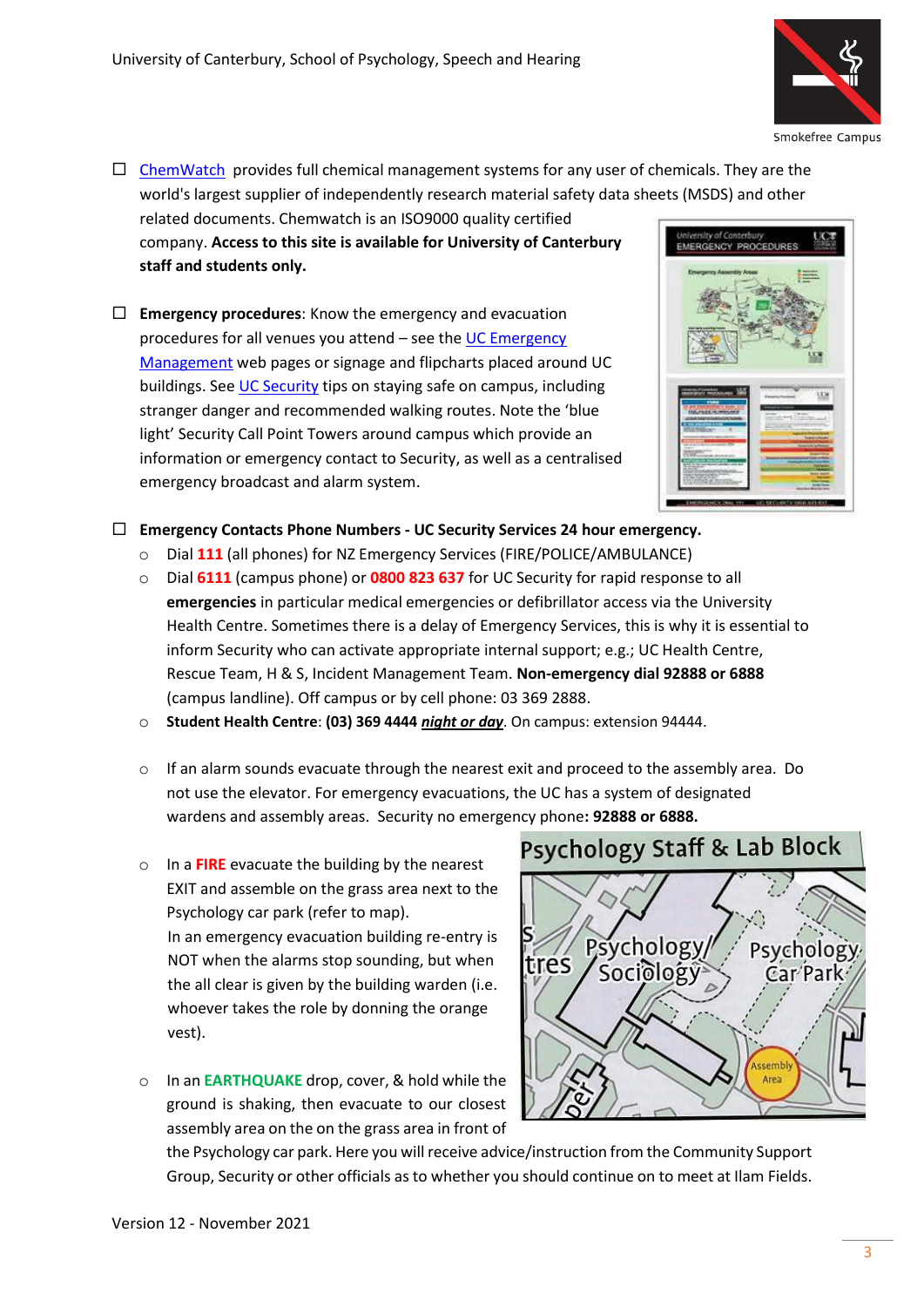- ☐ [ChemWatch](#) provides full chemical management systems for any user of chemicals. They are the world's largest supplier of independently research material safety data sheets (MSDS) and other related documents. Chemwatch is an ISO9000 quality certified company. **Access to this site is available for University of Canterbury staff and students only.**

- ☐ **Emergency procedures**: Know the emergency and evacuation procedures for all venues you attend – see the UC Emergency Management web pages or signage and flipcharts placed around UC buildings. See UC Security tips on staying safe on campus, including stranger danger and recommended walking routes. Note the 'blue light' Security Call Point Towers around campus which provide an information or emergency contact to Security, as well as a centralised emergency broadcast and alarm system.

- ☐ **Emergency Contacts Phone Numbers - UC Security Services 24 hour emergency.**
  - Dial **111** (all phones) for NZ Emergency Services (FIRE/POLICE/AMBULANCE)
  - Dial **6111** (campus phone) or **0800 823 637** for UC Security for rapid response to all **emergencies** in particular medical emergencies or defibrillator access via the University Health Centre. Sometimes there is a delay of Emergency Services, this is why it is essential to inform Security who can activate appropriate internal support; e.g.; UC Health Centre, Rescue Team, H & S, Incident Management Team. **Non-emergency dial 92888 or 6888** (campus landline). Off campus or by cell phone: 03 369 2888.
  - **Student Health Centre**: **(03) 369 4444** ***night or day***. On campus: extension 94444.
  - If an alarm sounds evacuate through the nearest exit and proceed to the assembly area. Do not use the elevator. For emergency evacuations, the UC has a system of designated wardens and assembly areas. Security no emergency phone**: 92888 or 6888.**
  - In a **FIRE** evacuate the building by the nearest EXIT and assemble on the grass area next to the Psychology car park (refer to map).
    In an emergency evacuation building re-entry is NOT when the alarms stop sounding, but when the all clear is given by the building warden (i.e. whoever takes the role by donning the orange vest).
  - In an **EARTHQUAKE** drop, cover, & hold while the ground is shaking, then evacuate to our closest assembly area on the on the grass area in front of the Psychology car park. Here you will receive advice/instruction from the Community Support Group, Security or other officials as to whether you should continue on to meet at Ilam Fields.

Version 12 - November 2021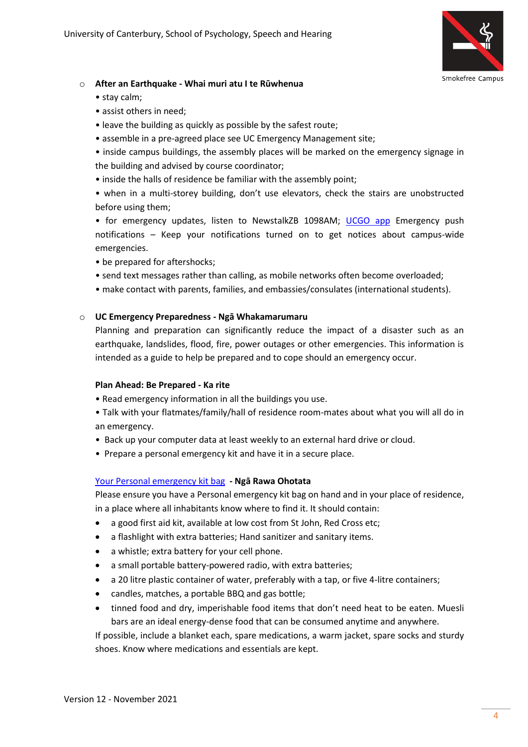- **After an Earthquake - Whai muri atu I te Rūwhenua**
  - • stay calm;
  - • assist others in need;
  - • leave the building as quickly as possible by the safest route;
  - • assemble in a pre-agreed place see UC Emergency Management site;
  - • inside campus buildings, the assembly places will be marked on the emergency signage in the building and advised by course coordinator;
  - • inside the halls of residence be familiar with the assembly point;
  - • when in a multi-storey building, don't use elevators, check the stairs are unobstructed before using them;
  - • for emergency updates, listen to NewstalkZB 1098AM; UCGO app Emergency push notifications – Keep your notifications turned on to get notices about campus-wide emergencies.
  - • be prepared for aftershocks;
  - • send text messages rather than calling, as mobile networks often become overloaded;
  - • make contact with parents, families, and embassies/consulates (international students).

- **UC Emergency Preparedness - Ngā Whakamarumaru**

  Planning and preparation can significantly reduce the impact of a disaster such as an earthquake, landslides, flood, fire, power outages or other emergencies. This information is intended as a guide to help be prepared and to cope should an emergency occur.

  **Plan Ahead: Be Prepared - Ka rite**

  - Read emergency information in all the buildings you use.
  - Talk with your flatmates/family/hall of residence room-mates about what you will all do in an emergency.
  - Back up your computer data at least weekly to an external hard drive or cloud.
  - Prepare a personal emergency kit and have it in a secure place.

  Your Personal emergency kit bag **- Ngā Rawa Ohotata**

  Please ensure you have a Personal emergency kit bag on hand and in your place of residence, in a place where all inhabitants know where to find it. It should contain:

  - a good first aid kit, available at low cost from St John, Red Cross etc;
  - a flashlight with extra batteries; Hand sanitizer and sanitary items.
  - a whistle; extra battery for your cell phone.
  - a small portable battery-powered radio, with extra batteries;
  - a 20 litre plastic container of water, preferably with a tap, or five 4-litre containers;
  - candles, matches, a portable BBQ and gas bottle;
  - tinned food and dry, imperishable food items that don't need heat to be eaten. Muesli bars are an ideal energy-dense food that can be consumed anytime and anywhere.

  If possible, include a blanket each, spare medications, a warm jacket, spare socks and sturdy shoes. Know where medications and essentials are kept.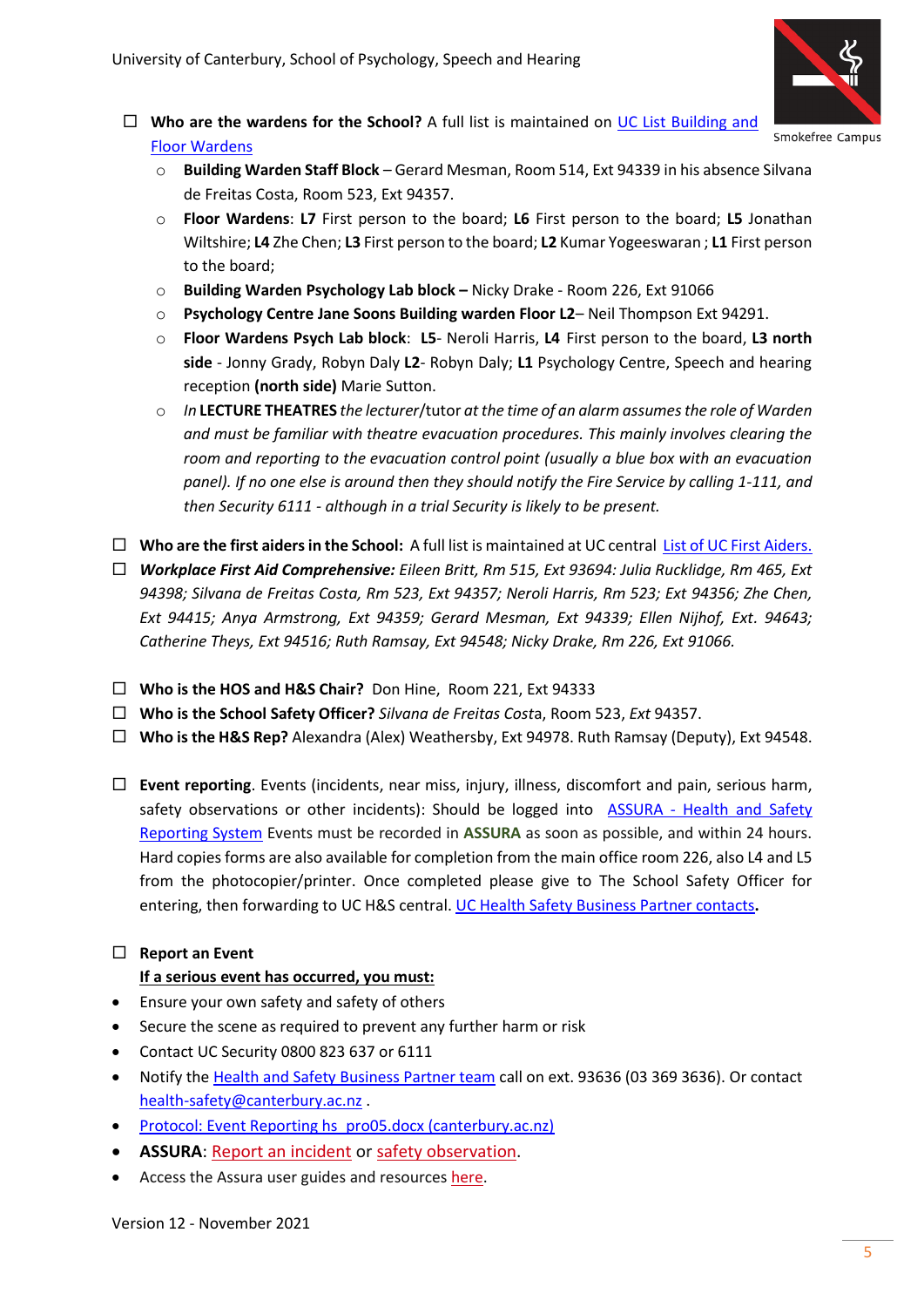- ☐ **Who are the wardens for the School?** A full list is maintained on UC List Building and Floor Wardens
  - **Building Warden Staff Block** – Gerard Mesman, Room 514, Ext 94339 in his absence Silvana de Freitas Costa, Room 523, Ext 94357.
  - **Floor Wardens**: **L7** First person to the board; **L6** First person to the board; **L5** Jonathan Wiltshire; **L4** Zhe Chen; **L3** First person to the board; **L2** Kumar Yogeeswaran ; **L1** First person to the board;
  - **Building Warden Psychology Lab block –** Nicky Drake - Room 226, Ext 91066
  - **Psychology Centre Jane Soons Building warden Floor L2**– Neil Thompson Ext 94291.
  - **Floor Wardens Psych Lab block**: **L5**- Neroli Harris, **L4** First person to the board, **L3 north side** - Jonny Grady, Robyn Daly **L2**- Robyn Daly; **L1** Psychology Centre, Speech and hearing reception **(north side)** Marie Sutton.
  - *In* **LECTURE THEATRES** *the lecturer*/tutor *at the time of an alarm assumes the role of Warden and must be familiar with theatre evacuation procedures. This mainly involves clearing the room and reporting to the evacuation control point (usually a blue box with an evacuation panel). If no one else is around then they should notify the Fire Service by calling 1-111, and then Security 6111 - although in a trial Security is likely to be present.*

- ☐ **Who are the first aiders in the School:** A full list is maintained at UC central List of UC First Aiders.
- ☐ ***Workplace First Aid Comprehensive:*** *Eileen Britt, Rm 515, Ext 93694: Julia Rucklidge, Rm 465, Ext 94398; Silvana de Freitas Costa, Rm 523, Ext 94357; Neroli Harris, Rm 523; Ext 94356; Zhe Chen, Ext 94415; Anya Armstrong, Ext 94359; Gerard Mesman, Ext 94339; Ellen Nijhof, Ext. 94643; Catherine Theys, Ext 94516; Ruth Ramsay, Ext 94548; Nicky Drake, Rm 226, Ext 91066.*

- ☐ **Who is the HOS and H&S Chair?** Don Hine, Room 221, Ext 94333
- ☐ **Who is the School Safety Officer?** *Silvana de Freitas Costa*, Room 523, *Ext* 94357.
- ☐ **Who is the H&S Rep?** Alexandra (Alex) Weathersby, Ext 94978. Ruth Ramsay (Deputy), Ext 94548.

- ☐ **Event reporting**. Events (incidents, near miss, injury, illness, discomfort and pain, serious harm, safety observations or other incidents): Should be logged into ASSURA - Health and Safety Reporting System Events must be recorded in **ASSURA** as soon as possible, and within 24 hours. Hard copies forms are also available for completion from the main office room 226, also L4 and L5 from the photocopier/printer. Once completed please give to The School Safety Officer for entering, then forwarding to UC H&S central. UC Health Safety Business Partner contacts**.**

- ☐ **Report an Event**

  **<u>If a serious event has occurred, you must:</u>**

- Ensure your own safety and safety of others
- Secure the scene as required to prevent any further harm or risk
- Contact UC Security 0800 823 637 or 6111
- Notify the Health and Safety Business Partner team call on ext. 93636 (03 369 3636). Or contact health-safety@canterbury.ac.nz .
- Protocol: Event Reporting hs_pro05.docx (canterbury.ac.nz)
- **ASSURA**: Report an incident or safety observation.
- Access the Assura user guides and resources here.

Version 12 - November 2021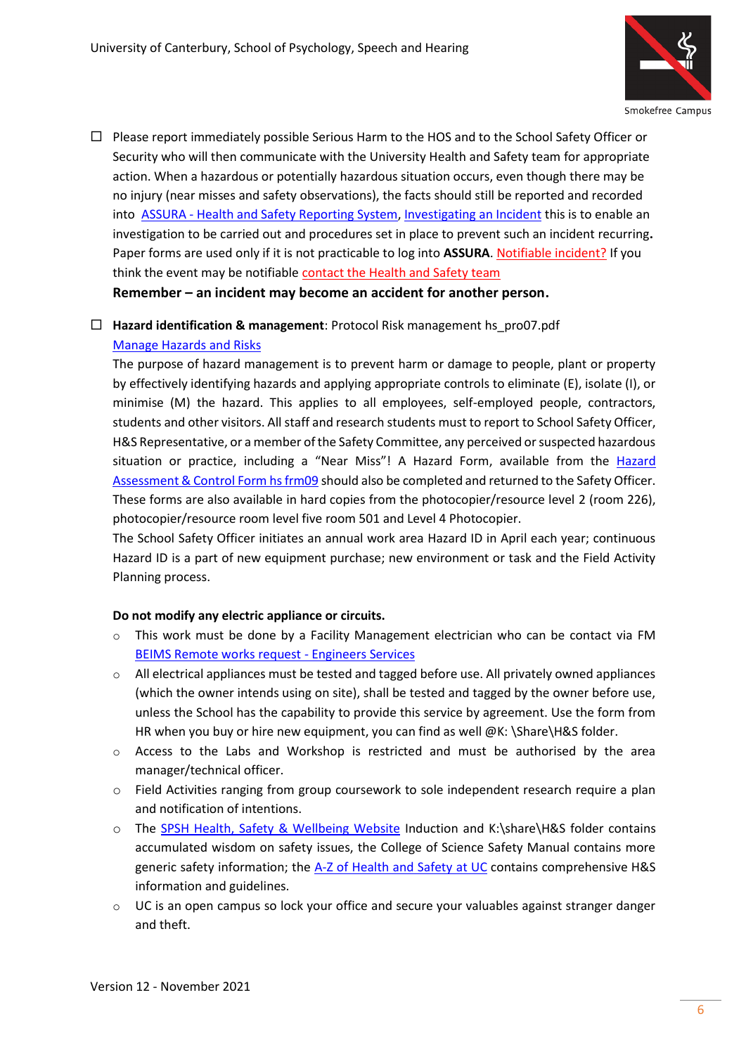- ☐ Please report immediately possible Serious Harm to the HOS and to the School Safety Officer or Security who will then communicate with the University Health and Safety team for appropriate action. When a hazardous or potentially hazardous situation occurs, even though there may be no injury (near misses and safety observations), the facts should still be reported and recorded into [ASSURA - Health and Safety Reporting System](), [Investigating an Incident]() this is to enable an investigation to be carried out and procedures set in place to prevent such an incident recurring**.** Paper forms are used only if it is not practicable to log into **ASSURA**. [Notifiable incident?]() If you think the event may be notifiable [contact the Health and Safety team]()

  **Remember – an incident may become an accident for another person.**

- ☐ **Hazard identification & management**: Protocol Risk management hs_pro07.pdf

  [Manage Hazards and Risks]()

  The purpose of hazard management is to prevent harm or damage to people, plant or property by effectively identifying hazards and applying appropriate controls to eliminate (E), isolate (I), or minimise (M) the hazard. This applies to all employees, self-employed people, contractors, students and other visitors. All staff and research students must to report to School Safety Officer, H&S Representative, or a member of the Safety Committee, any perceived or suspected hazardous situation or practice, including a "Near Miss"! A Hazard Form, available from the [Hazard Assessment & Control Form hs frm09]() should also be completed and returned to the Safety Officer. These forms are also available in hard copies from the photocopier/resource level 2 (room 226), photocopier/resource room level five room 501 and Level 4 Photocopier.

  The School Safety Officer initiates an annual work area Hazard ID in April each year; continuous Hazard ID is a part of new equipment purchase; new environment or task and the Field Activity Planning process.

  **Do not modify any electric appliance or circuits.**

  - This work must be done by a Facility Management electrician who can be contact via FM [BEIMS Remote works request - Engineers Services]()
  - All electrical appliances must be tested and tagged before use. All privately owned appliances (which the owner intends using on site), shall be tested and tagged by the owner before use, unless the School has the capability to provide this service by agreement. Use the form from HR when you buy or hire new equipment, you can find as well @K: \Share\H&S folder.
  - Access to the Labs and Workshop is restricted and must be authorised by the area manager/technical officer.
  - Field Activities ranging from group coursework to sole independent research require a plan and notification of intentions.
  - The [SPSH Health, Safety & Wellbeing Website]() Induction and K:\share\H&S folder contains accumulated wisdom on safety issues, the College of Science Safety Manual contains more generic safety information; the [A-Z of Health and Safety at UC]() contains comprehensive H&S information and guidelines.
  - UC is an open campus so lock your office and secure your valuables against stranger danger and theft.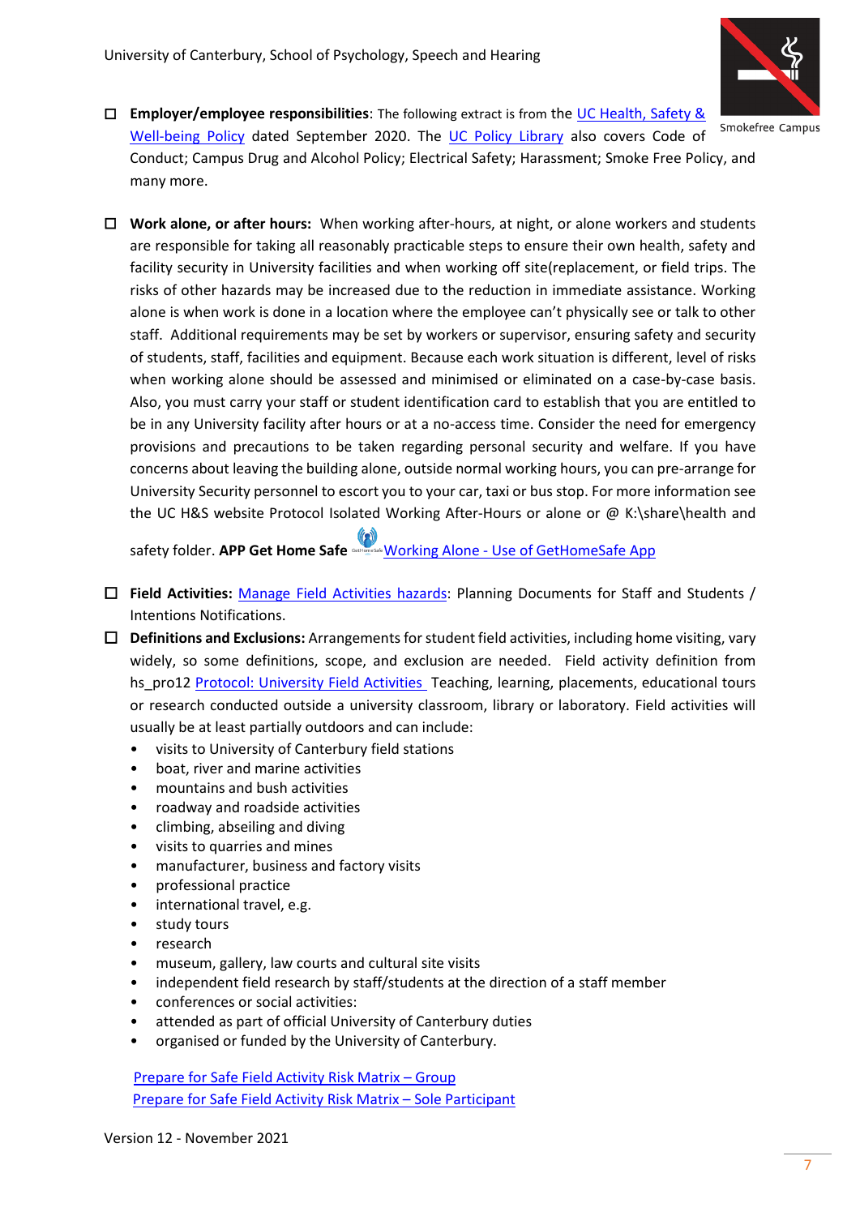☐ **Employer/employee responsibilities**: The following extract is from the UC Health, Safety & Well-being Policy dated September 2020. The UC Policy Library also covers Code of Conduct; Campus Drug and Alcohol Policy; Electrical Safety; Harassment; Smoke Free Policy, and many more.

Smokefree Campus

☐ **Work alone, or after hours:** When working after-hours, at night, or alone workers and students are responsible for taking all reasonably practicable steps to ensure their own health, safety and facility security in University facilities and when working off site(replacement, or field trips. The risks of other hazards may be increased due to the reduction in immediate assistance. Working alone is when work is done in a location where the employee can't physically see or talk to other staff. Additional requirements may be set by workers or supervisor, ensuring safety and security of students, staff, facilities and equipment. Because each work situation is different, level of risks when working alone should be assessed and minimised or eliminated on a case-by-case basis. Also, you must carry your staff or student identification card to establish that you are entitled to be in any University facility after hours or at a no-access time. Consider the need for emergency provisions and precautions to be taken regarding personal security and welfare. If you have concerns about leaving the building alone, outside normal working hours, you can pre-arrange for University Security personnel to escort you to your car, taxi or bus stop. For more information see the UC H&S website Protocol Isolated Working After-Hours or alone or @ K:\share\health and safety folder. **APP Get Home Safe** Working Alone - Use of GetHomeSafe App

☐ **Field Activities:** Manage Field Activities hazards: Planning Documents for Staff and Students / Intentions Notifications.

☐ **Definitions and Exclusions:** Arrangements for student field activities, including home visiting, vary widely, so some definitions, scope, and exclusion are needed. Field activity definition from hs_pro12 Protocol: University Field Activities Teaching, learning, placements, educational tours or research conducted outside a university classroom, library or laboratory. Field activities will usually be at least partially outdoors and can include:

- visits to University of Canterbury field stations
- boat, river and marine activities
- mountains and bush activities
- roadway and roadside activities
- climbing, abseiling and diving
- visits to quarries and mines
- manufacturer, business and factory visits
- professional practice
- international travel, e.g.
- study tours
- research
- museum, gallery, law courts and cultural site visits
- independent field research by staff/students at the direction of a staff member
- conferences or social activities:
- attended as part of official University of Canterbury duties
- organised or funded by the University of Canterbury.

Prepare for Safe Field Activity Risk Matrix – Group
Prepare for Safe Field Activity Risk Matrix – Sole Participant

Version 12 - November 2021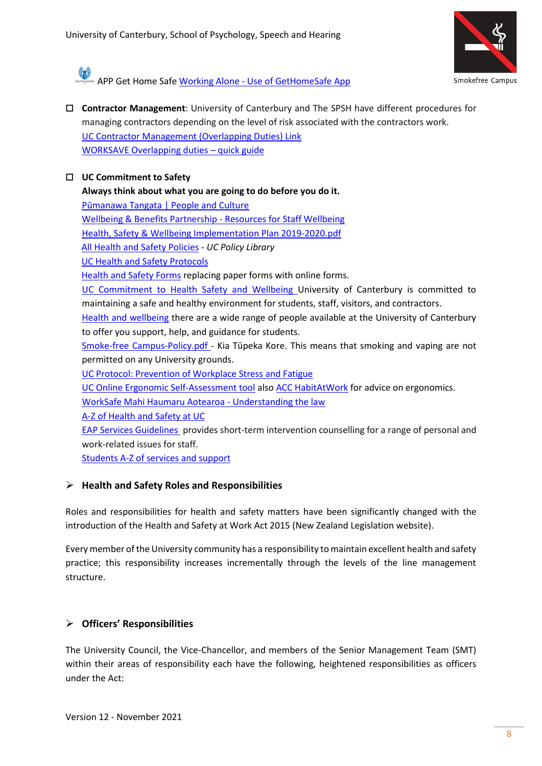APP Get Home Safe Working Alone - Use of GetHomeSafe App

- ☐ **Contractor Management**: University of Canterbury and The SPSH have different procedures for managing contractors depending on the level of risk associated with the contractors work.
  UC Contractor Management (Overlapping Duties) Link
  WORKSAVE Overlapping duties – quick guide

- ☐ **UC Commitment to Safety**
  **Always think about what you are going to do before you do it.**
  Pūmanawa Tangata | People and Culture
  Wellbeing & Benefits Partnership - Resources for Staff Wellbeing
  Health, Safety & Wellbeing Implementation Plan 2019-2020.pdf
  All Health and Safety Policies - *UC Policy Library*
  UC Health and Safety Protocols
  Health and Safety Forms replacing paper forms with online forms.
  UC Commitment to Health Safety and Wellbeing University of Canterbury is committed to maintaining a safe and healthy environment for students, staff, visitors, and contractors.
  Health and wellbeing there are a wide range of people available at the University of Canterbury to offer you support, help, and guidance for students.
  Smoke-free Campus-Policy.pdf - Kia Tūpeka Kore. This means that smoking and vaping are not permitted on any University grounds.
  UC Protocol: Prevention of Workplace Stress and Fatigue
  UC Online Ergonomic Self-Assessment tool also ACC HabitAtWork for advice on ergonomics.
  WorkSafe Mahi Haumaru Aotearoa - Understanding the law
  A-Z of Health and Safety at UC
  EAP Services Guidelines provides short-term intervention counselling for a range of personal and work-related issues for staff.
  Students A-Z of services and support

## Health and Safety Roles and Responsibilities

Roles and responsibilities for health and safety matters have been significantly changed with the introduction of the Health and Safety at Work Act 2015 (New Zealand Legislation website).

Every member of the University community has a responsibility to maintain excellent health and safety practice; this responsibility increases incrementally through the levels of the line management structure.

## Officers' Responsibilities

The University Council, the Vice-Chancellor, and members of the Senior Management Team (SMT) within their areas of responsibility each have the following, heightened responsibilities as officers under the Act: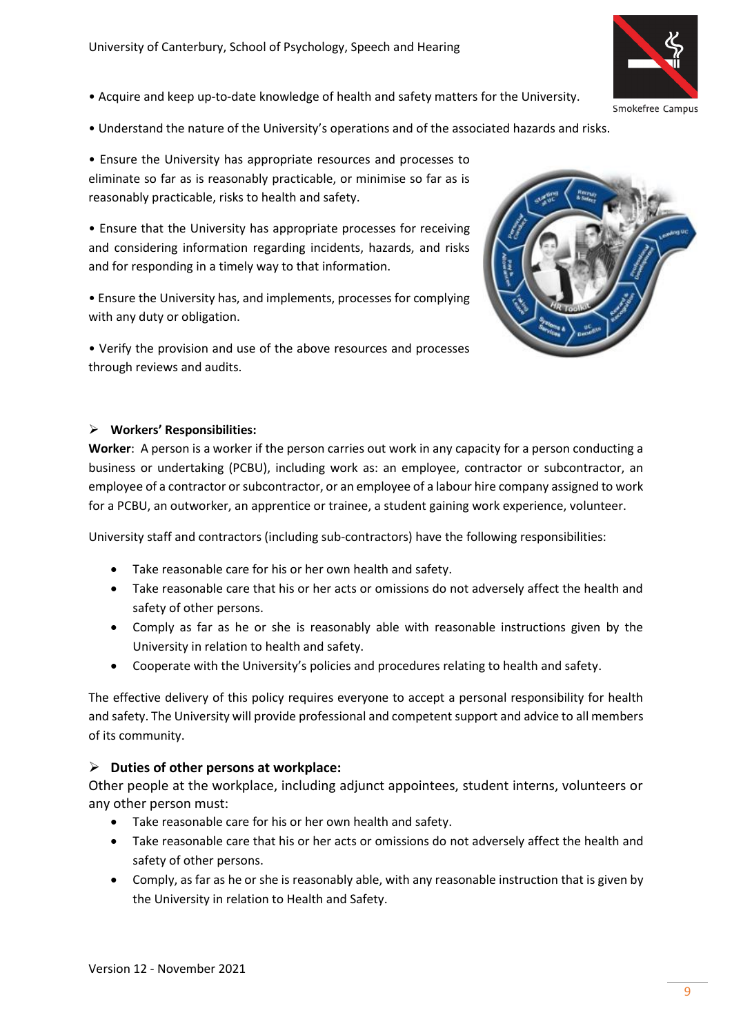• Acquire and keep up-to-date knowledge of health and safety matters for the University.

• Understand the nature of the University's operations and of the associated hazards and risks.

• Ensure the University has appropriate resources and processes to eliminate so far as is reasonably practicable, or minimise so far as is reasonably practicable, risks to health and safety.

• Ensure that the University has appropriate processes for receiving and considering information regarding incidents, hazards, and risks and for responding in a timely way to that information.

• Ensure the University has, and implements, processes for complying with any duty or obligation.

• Verify the provision and use of the above resources and processes through reviews and audits.

### Workers' Responsibilities:

**Worker**: A person is a worker if the person carries out work in any capacity for a person conducting a business or undertaking (PCBU), including work as: an employee, contractor or subcontractor, an employee of a contractor or subcontractor, or an employee of a labour hire company assigned to work for a PCBU, an outworker, an apprentice or trainee, a student gaining work experience, volunteer.

University staff and contractors (including sub-contractors) have the following responsibilities:

- Take reasonable care for his or her own health and safety.
- Take reasonable care that his or her acts or omissions do not adversely affect the health and safety of other persons.
- Comply as far as he or she is reasonably able with reasonable instructions given by the University in relation to health and safety.
- Cooperate with the University's policies and procedures relating to health and safety.

The effective delivery of this policy requires everyone to accept a personal responsibility for health and safety. The University will provide professional and competent support and advice to all members of its community.

### Duties of other persons at workplace:

Other people at the workplace, including adjunct appointees, student interns, volunteers or any other person must:

- Take reasonable care for his or her own health and safety.
- Take reasonable care that his or her acts or omissions do not adversely affect the health and safety of other persons.
- Comply, as far as he or she is reasonably able, with any reasonable instruction that is given by the University in relation to Health and Safety.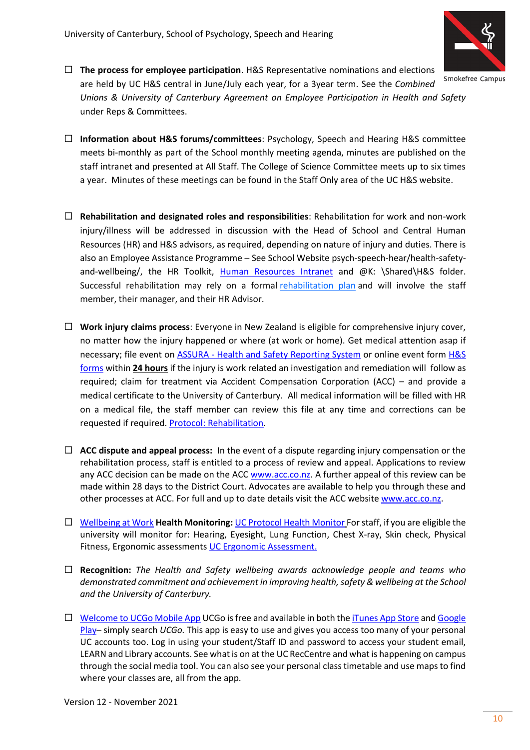Smokefree Campus

- ☐ **The process for employee participation**. H&S Representative nominations and elections are held by UC H&S central in June/July each year, for a 3year term. See the *Combined Unions & University of Canterbury Agreement on Employee Participation in Health and Safety* under Reps & Committees.

- ☐ **Information about H&S forums/committees**: Psychology, Speech and Hearing H&S committee meets bi-monthly as part of the School monthly meeting agenda, minutes are published on the staff intranet and presented at All Staff. The College of Science Committee meets up to six times a year. Minutes of these meetings can be found in the Staff Only area of the UC H&S website.

- ☐ **Rehabilitation and designated roles and responsibilities**: Rehabilitation for work and non-work injury/illness will be addressed in discussion with the Head of School and Central Human Resources (HR) and H&S advisors, as required, depending on nature of injury and duties. There is also an Employee Assistance Programme – See School Website psych-speech-hear/health-safety-and-wellbeing/, the HR Toolkit, Human Resources Intranet and @K: \Shared\H&S folder. Successful rehabilitation may rely on a formal rehabilitation plan and will involve the staff member, their manager, and their HR Advisor.

- ☐ **Work injury claims process**: Everyone in New Zealand is eligible for comprehensive injury cover, no matter how the injury happened or where (at work or home). Get medical attention asap if necessary; file event on ASSURA - Health and Safety Reporting System or online event form H&S forms within **24 hours** if the injury is work related an investigation and remediation will follow as required; claim for treatment via Accident Compensation Corporation (ACC) – and provide a medical certificate to the University of Canterbury. All medical information will be filled with HR on a medical file, the staff member can review this file at any time and corrections can be requested if required. Protocol: Rehabilitation.

- ☐ **ACC dispute and appeal process:** In the event of a dispute regarding injury compensation or the rehabilitation process, staff is entitled to a process of review and appeal. Applications to review any ACC decision can be made on the ACC www.acc.co.nz. A further appeal of this review can be made within 28 days to the District Court. Advocates are available to help you through these and other processes at ACC. For full and up to date details visit the ACC website www.acc.co.nz.

- ☐ Wellbeing at Work **Health Monitoring:** UC Protocol Health Monitor For staff, if you are eligible the university will monitor for: Hearing, Eyesight, Lung Function, Chest X-ray, Skin check, Physical Fitness, Ergonomic assessments UC Ergonomic Assessment.

- ☐ **Recognition:** *The Health and Safety wellbeing awards acknowledge people and teams who demonstrated commitment and achievement in improving health, safety & wellbeing at the School and the University of Canterbury.*

- ☐ Welcome to UCGo Mobile App UCGo is free and available in both the iTunes App Store and Google Play– simply search *UCGo.* This app is easy to use and gives you access too many of your personal UC accounts too. Log in using your student/Staff ID and password to access your student email, LEARN and Library accounts. See what is on at the UC RecCentre and what is happening on campus through the social media tool. You can also see your personal class timetable and use maps to find where your classes are, all from the app.

Version 12 - November 2021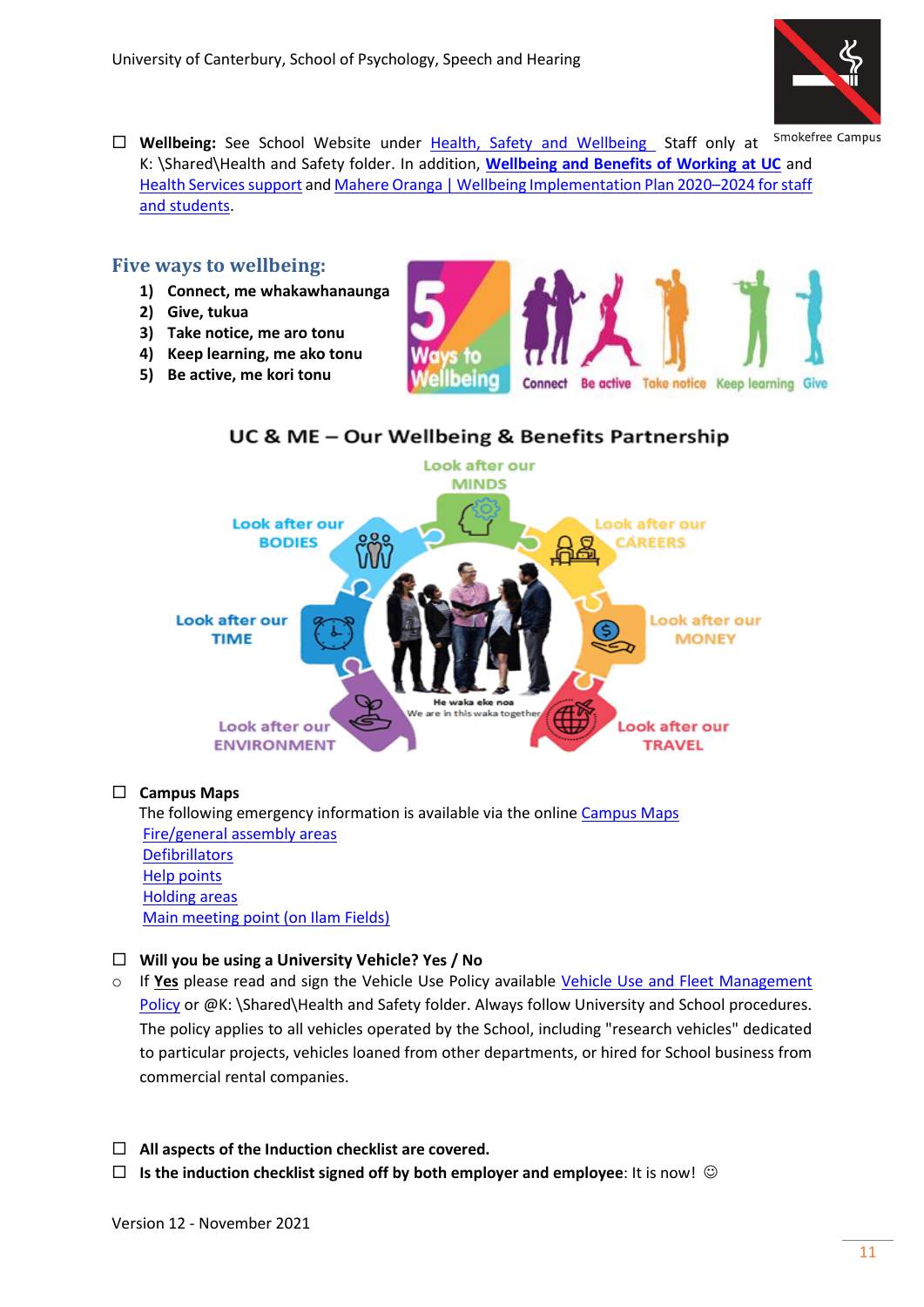☐ **Wellbeing:** See School Website under Health, Safety and Wellbeing Staff only at K: \Shared\Health and Safety folder. In addition, **Wellbeing and Benefits of Working at UC** and Health Services support and Mahere Oranga | Wellbeing Implementation Plan 2020–2024 for staff and students.

## Five ways to wellbeing:

1) **Connect, me whakawhanaunga**
2) **Give, tukua**
3) **Take notice, me aro tonu**
4) **Keep learning, me ako tonu**
5) **Be active, me kori tonu**

☐ **Campus Maps**

The following emergency information is available via the online Campus Maps

Fire/general assembly areas
Defibrillators
Help points
Holding areas
Main meeting point (on Ilam Fields)

☐ **Will you be using a University Vehicle? Yes / No**

- If **Yes** please read and sign the Vehicle Use Policy available Vehicle Use and Fleet Management Policy or @K: \Shared\Health and Safety folder. Always follow University and School procedures. The policy applies to all vehicles operated by the School, including "research vehicles" dedicated to particular projects, vehicles loaned from other departments, or hired for School business from commercial rental companies.

☐ **All aspects of the Induction checklist are covered.**

☐ **Is the induction checklist signed off by both employer and employee**: It is now! ☺

Version 12 - November 2021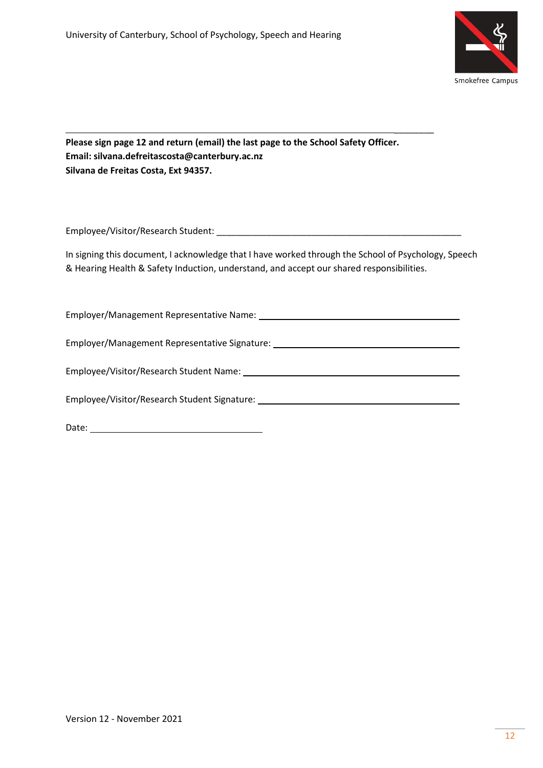**Please sign page 12 and return (email) the last page to the School Safety Officer.**
**Email: silvana.defreitascosta@canterbury.ac.nz**
**Silvana de Freitas Costa, Ext 94357.**

Employee/Visitor/Research Student: ___________________________________________________

In signing this document, I acknowledge that I have worked through the School of Psychology, Speech & Hearing Health & Safety Induction, understand, and accept our shared responsibilities.

Employer/Management Representative Name: ___________________________________________

Employer/Management Representative Signature: ________________________________________

Employee/Visitor/Research Student Name: ____________________________________________

Employee/Visitor/Research Student Signature: __________________________________________

Date: ______________________________

Version 12 - November 2021